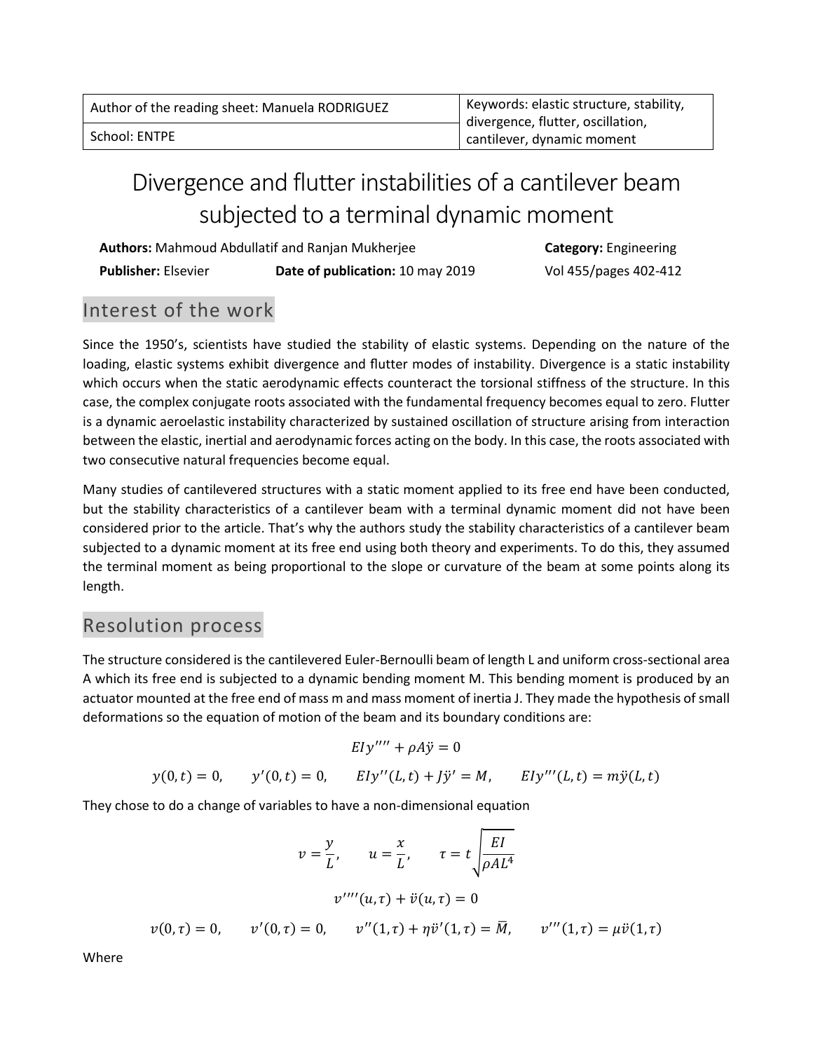| Author of the reading sheet: Manuela RODRIGUEZ | Keywords: elastic structure, stability, divergence, flutter, oscillation, cantilever, dynamic moment |
| --- | --- |
| School: ENTPE | |

# Divergence and flutter instabilities of a cantilever beam subjected to a terminal dynamic moment

**Authors:** Mahmoud Abdullatif and Ranjan Mukherjee **Category:** Engineering

**Publisher:** Elsevier **Date of publication:** 10 may 2019 Vol 455/pages 402-412

## Interest of the work

Since the 1950's, scientists have studied the stability of elastic systems. Depending on the nature of the loading, elastic systems exhibit divergence and flutter modes of instability. Divergence is a static instability which occurs when the static aerodynamic effects counteract the torsional stiffness of the structure. In this case, the complex conjugate roots associated with the fundamental frequency becomes equal to zero. Flutter is a dynamic aeroelastic instability characterized by sustained oscillation of structure arising from interaction between the elastic, inertial and aerodynamic forces acting on the body. In this case, the roots associated with two consecutive natural frequencies become equal.

Many studies of cantilevered structures with a static moment applied to its free end have been conducted, but the stability characteristics of a cantilever beam with a terminal dynamic moment did not have been considered prior to the article. That's why the authors study the stability characteristics of a cantilever beam subjected to a dynamic moment at its free end using both theory and experiments. To do this, they assumed the terminal moment as being proportional to the slope or curvature of the beam at some points along its length.

## Resolution process

The structure considered is the cantilevered Euler-Bernoulli beam of length L and uniform cross-sectional area A which its free end is subjected to a dynamic bending moment M. This bending moment is produced by an actuator mounted at the free end of mass m and mass moment of inertia J. They made the hypothesis of small deformations so the equation of motion of the beam and its boundary conditions are:

$$EIy'''' + \rho A\ddot{y} = 0$$

$$y(0,t) = 0, \qquad y'(0,t) = 0, \qquad EIy''(L,t) + J\ddot{y}' = M, \qquad EIy'''(L,t) = m\ddot{y}(L,t)$$

They chose to do a change of variables to have a non-dimensional equation

$$v = \frac{y}{L}, \qquad u = \frac{x}{L}, \qquad \tau = t\sqrt{\frac{EI}{\rho AL^4}}$$

$$v''''(u,\tau) + \ddot{v}(u,\tau) = 0$$

$$v(0,\tau) = 0, \qquad v'(0,\tau) = 0, \qquad v''(1,\tau) + \eta\ddot{v}'(1,\tau) = \bar{M}, \qquad v'''(1,\tau) = \mu\ddot{v}(1,\tau)$$

Where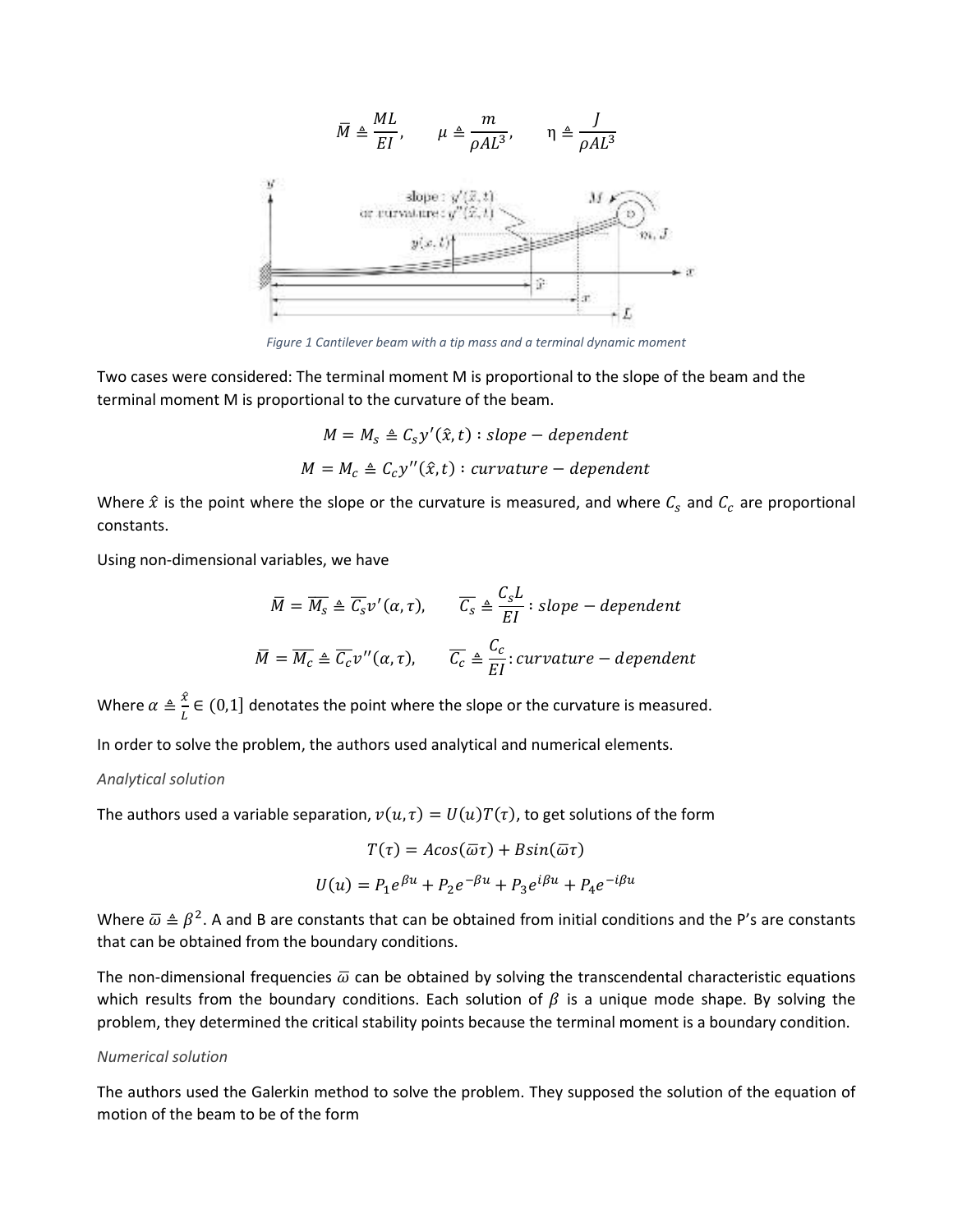$$\bar{M} \triangleq \frac{ML}{EI}, \qquad \mu \triangleq \frac{m}{\rho A L^3}, \qquad \eta \triangleq \frac{J}{\rho A L^3}$$

*Figure 1 Cantilever beam with a tip mass and a terminal dynamic moment*

Two cases were considered: The terminal moment M is proportional to the slope of the beam and the terminal moment M is proportional to the curvature of the beam.

$$M = M_s \triangleq C_s y'(\hat{x}, t) : slope - dependent$$

$$M = M_c \triangleq C_c y''(\hat{x}, t) : curvature - dependent$$

Where $\hat{x}$ is the point where the slope or the curvature is measured, and where $C_s$ and $C_c$ are proportional constants.

Using non-dimensional variables, we have

$$\bar{M} = \overline{M_s} \triangleq \overline{C_s} v'(\alpha, \tau), \qquad \overline{C_s} \triangleq \frac{C_s L}{EI} : slope - dependent$$

$$\bar{M} = \overline{M_c} \triangleq \overline{C_c} v''(\alpha, \tau), \qquad \overline{C_c} \triangleq \frac{C_c}{EI} : curvature - dependent$$

Where $\alpha \triangleq \frac{\hat{x}}{L} \in (0,1]$ denotates the point where the slope or the curvature is measured.

In order to solve the problem, the authors used analytical and numerical elements.

*Analytical solution*

The authors used a variable separation, $v(u, \tau) = U(u)T(\tau)$, to get solutions of the form

$$T(\tau) = A\cos(\bar{\omega}\tau) + B\sin(\bar{\omega}\tau)$$

$$U(u) = P_1 e^{\beta u} + P_2 e^{-\beta u} + P_3 e^{i\beta u} + P_4 e^{-i\beta u}$$

Where $\bar{\omega} \triangleq \beta^2$. A and B are constants that can be obtained from initial conditions and the P's are constants that can be obtained from the boundary conditions.

The non-dimensional frequencies $\bar{\omega}$ can be obtained by solving the transcendental characteristic equations which results from the boundary conditions. Each solution of $\beta$ is a unique mode shape. By solving the problem, they determined the critical stability points because the terminal moment is a boundary condition.

*Numerical solution*

The authors used the Galerkin method to solve the problem. They supposed the solution of the equation of motion of the beam to be of the form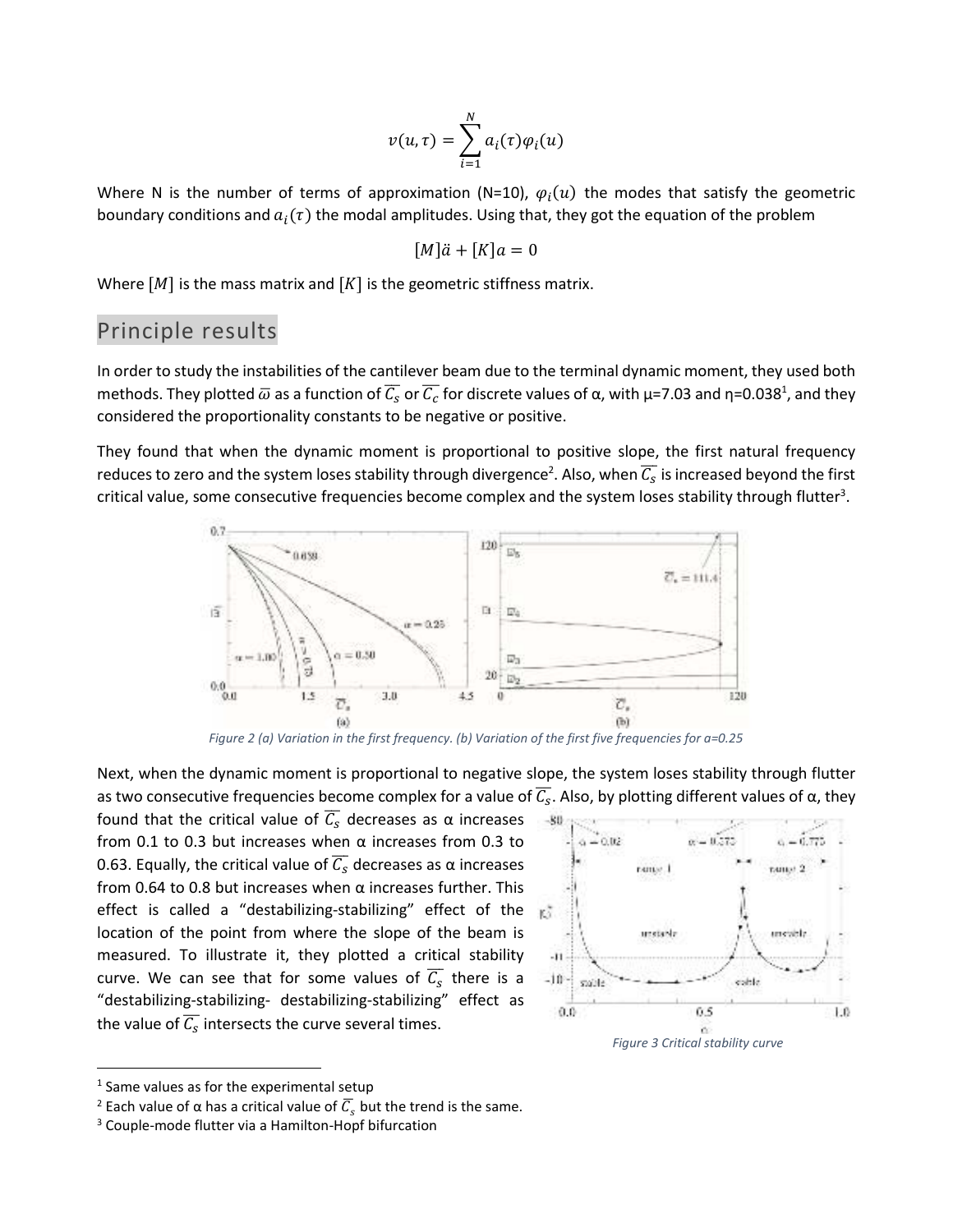$$v(u,\tau) = \sum_{i=1}^{N} a_i(\tau)\varphi_i(u)$$

Where N is the number of terms of approximation (N=10), $\varphi_i(u)$ the modes that satisfy the geometric boundary conditions and $a_i(\tau)$ the modal amplitudes. Using that, they got the equation of the problem

$$[M]\ddot{a} + [K]a = 0$$

Where $[M]$ is the mass matrix and $[K]$ is the geometric stiffness matrix.

## Principle results

In order to study the instabilities of the cantilever beam due to the terminal dynamic moment, they used both methods. They plotted $\overline{\omega}$ as a function of $\overline{C_s}$ or $\overline{C_c}$ for discrete values of α, with μ=7.03 and η=0.038[1], and they considered the proportionality constants to be negative or positive.

They found that when the dynamic moment is proportional to positive slope, the first natural frequency reduces to zero and the system loses stability through divergence[2]. Also, when $\overline{C_s}$ is increased beyond the first critical value, some consecutive frequencies become complex and the system loses stability through flutter[3].

*Figure 2 (a) Variation in the first frequency. (b) Variation of the first five frequencies for a=0.25*

Next, when the dynamic moment is proportional to negative slope, the system loses stability through flutter as two consecutive frequencies become complex for a value of $\overline{C_s}$. Also, by plotting different values of α, they found that the critical value of $\overline{C_s}$ decreases as α increases from 0.1 to 0.3 but increases when α increases from 0.3 to 0.63. Equally, the critical value of $\overline{C_s}$ decreases as α increases from 0.64 to 0.8 but increases when α increases further. This effect is called a "destabilizing-stabilizing" effect of the location of the point from where the slope of the beam is measured. To illustrate it, they plotted a critical stability curve. We can see that for some values of $\overline{C_s}$ there is a "destabilizing-stabilizing- destabilizing-stabilizing" effect as the value of $\overline{C_s}$ intersects the curve several times.

*Figure 3 Critical stability curve*

---

[1] Same values as for the experimental setup

[2] Each value of α has a critical value of $\overline{C_s}$ but the trend is the same.

[3] Couple-mode flutter via a Hamilton-Hopf bifurcation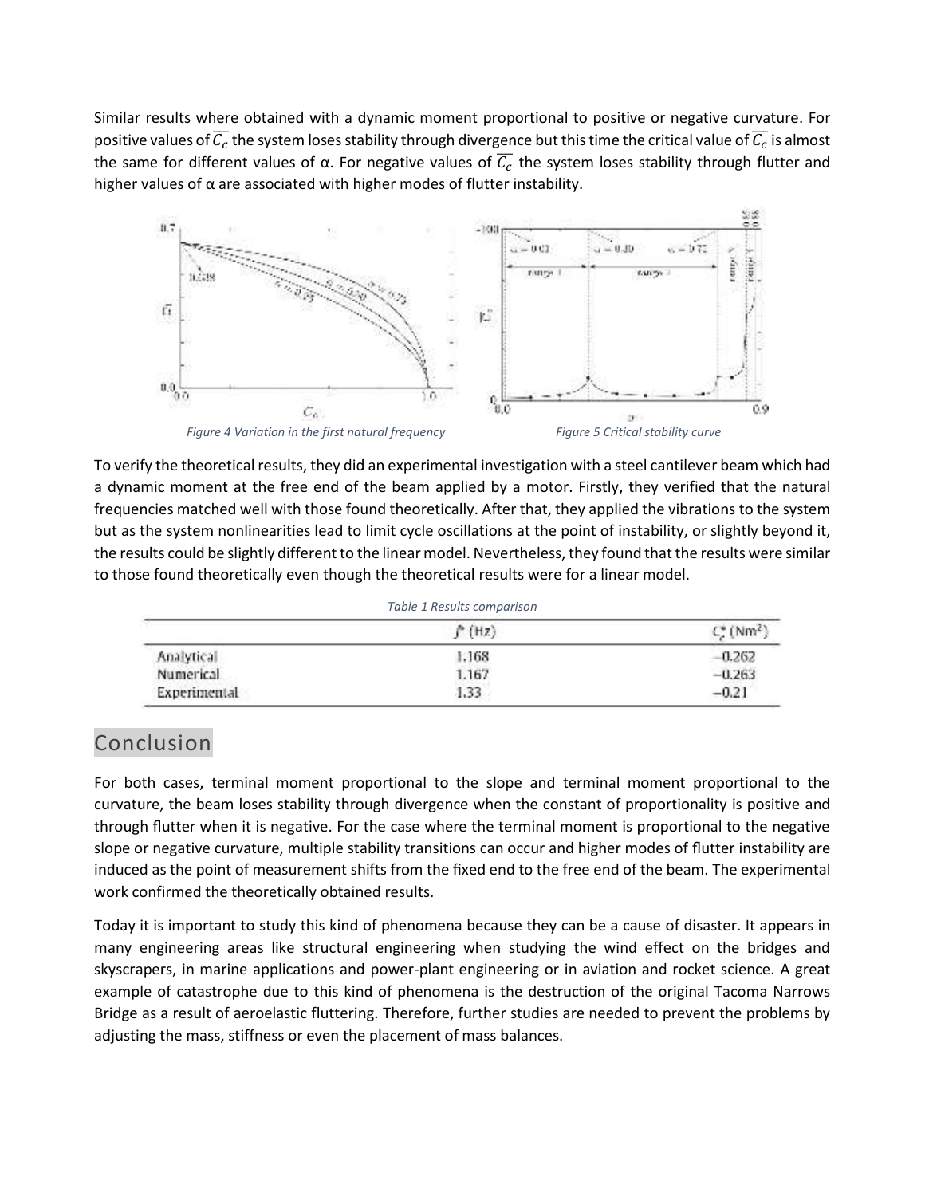Similar results where obtained with a dynamic moment proportional to positive or negative curvature. For positive values of $\overline{C_c}$ the system loses stability through divergence but this time the critical value of $\overline{C_c}$ is almost the same for different values of α. For negative values of $\overline{C_c}$ the system loses stability through flutter and higher values of α are associated with higher modes of flutter instability.

Figure 4 Variation in the first natural frequency

Figure 5 Critical stability curve

To verify the theoretical results, they did an experimental investigation with a steel cantilever beam which had a dynamic moment at the free end of the beam applied by a motor. Firstly, they verified that the natural frequencies matched well with those found theoretically. After that, they applied the vibrations to the system but as the system nonlinearities lead to limit cycle oscillations at the point of instability, or slightly beyond it, the results could be slightly different to the linear model. Nevertheless, they found that the results were similar to those found theoretically even though the theoretical results were for a linear model.

Table 1 Results comparison

| | $f^*$ (Hz) | $C_c^*$ (Nm$^2$) |
|---|---|---|
| Analytical | 1.168 | −0.262 |
| Numerical | 1.167 | −0.263 |
| Experimental | 1.33 | −0.21 |

## Conclusion

For both cases, terminal moment proportional to the slope and terminal moment proportional to the curvature, the beam loses stability through divergence when the constant of proportionality is positive and through flutter when it is negative. For the case where the terminal moment is proportional to the negative slope or negative curvature, multiple stability transitions can occur and higher modes of flutter instability are induced as the point of measurement shifts from the fixed end to the free end of the beam. The experimental work confirmed the theoretically obtained results.

Today it is important to study this kind of phenomena because they can be a cause of disaster. It appears in many engineering areas like structural engineering when studying the wind effect on the bridges and skyscrapers, in marine applications and power-plant engineering or in aviation and rocket science. A great example of catastrophe due to this kind of phenomena is the destruction of the original Tacoma Narrows Bridge as a result of aeroelastic fluttering. Therefore, further studies are needed to prevent the problems by adjusting the mass, stiffness or even the placement of mass balances.